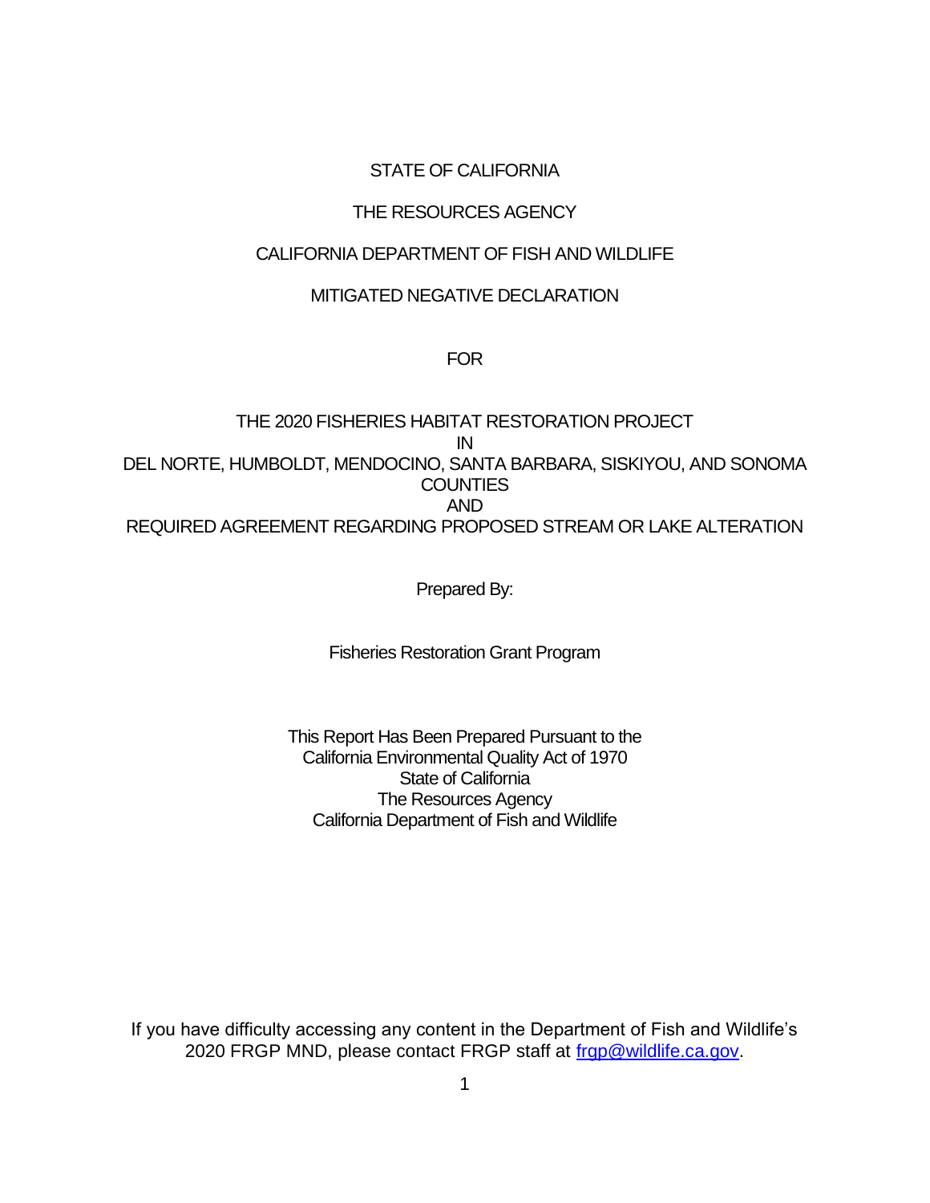STATE OF CALIFORNIA

THE RESOURCES AGENCY

CALIFORNIA DEPARTMENT OF FISH AND WILDLIFE

MITIGATED NEGATIVE DECLARATION

FOR

THE 2020 FISHERIES HABITAT RESTORATION PROJECT
IN
DEL NORTE, HUMBOLDT, MENDOCINO, SANTA BARBARA, SISKIYOU, AND SONOMA COUNTIES
AND
REQUIRED AGREEMENT REGARDING PROPOSED STREAM OR LAKE ALTERATION

Prepared By:

Fisheries Restoration Grant Program

This Report Has Been Prepared Pursuant to the
California Environmental Quality Act of 1970
State of California
The Resources Agency
California Department of Fish and Wildlife

If you have difficulty accessing any content in the Department of Fish and Wildlife's 2020 FRGP MND, please contact FRGP staff at frgp@wildlife.ca.gov.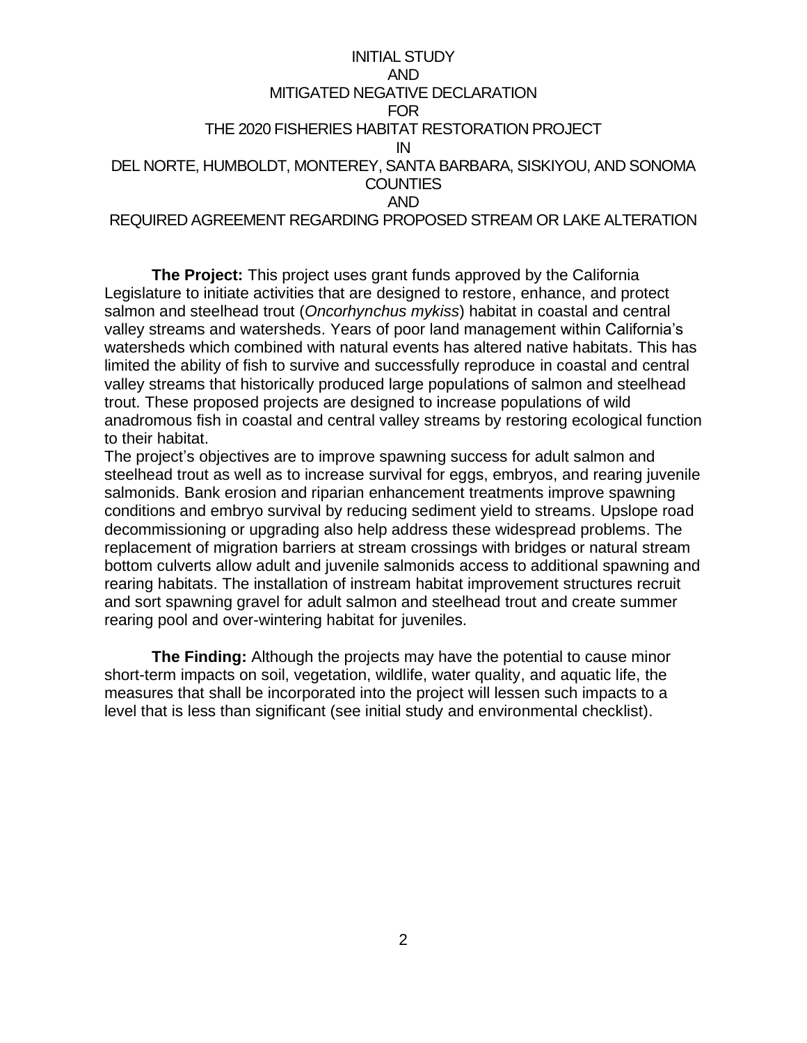# INITIAL STUDY AND MITIGATED NEGATIVE DECLARATION FOR THE 2020 FISHERIES HABITAT RESTORATION PROJECT IN DEL NORTE, HUMBOLDT, MONTEREY, SANTA BARBARA, SISKIYOU, AND SONOMA COUNTIES AND REQUIRED AGREEMENT REGARDING PROPOSED STREAM OR LAKE ALTERATION

**The Project:** This project uses grant funds approved by the California Legislature to initiate activities that are designed to restore, enhance, and protect salmon and steelhead trout (*Oncorhynchus mykiss*) habitat in coastal and central valley streams and watersheds. Years of poor land management within California's watersheds which combined with natural events has altered native habitats. This has limited the ability of fish to survive and successfully reproduce in coastal and central valley streams that historically produced large populations of salmon and steelhead trout. These proposed projects are designed to increase populations of wild anadromous fish in coastal and central valley streams by restoring ecological function to their habitat.

The project's objectives are to improve spawning success for adult salmon and steelhead trout as well as to increase survival for eggs, embryos, and rearing juvenile salmonids. Bank erosion and riparian enhancement treatments improve spawning conditions and embryo survival by reducing sediment yield to streams. Upslope road decommissioning or upgrading also help address these widespread problems. The replacement of migration barriers at stream crossings with bridges or natural stream bottom culverts allow adult and juvenile salmonids access to additional spawning and rearing habitats. The installation of instream habitat improvement structures recruit and sort spawning gravel for adult salmon and steelhead trout and create summer rearing pool and over-wintering habitat for juveniles.

**The Finding:** Although the projects may have the potential to cause minor short-term impacts on soil, vegetation, wildlife, water quality, and aquatic life, the measures that shall be incorporated into the project will lessen such impacts to a level that is less than significant (see initial study and environmental checklist).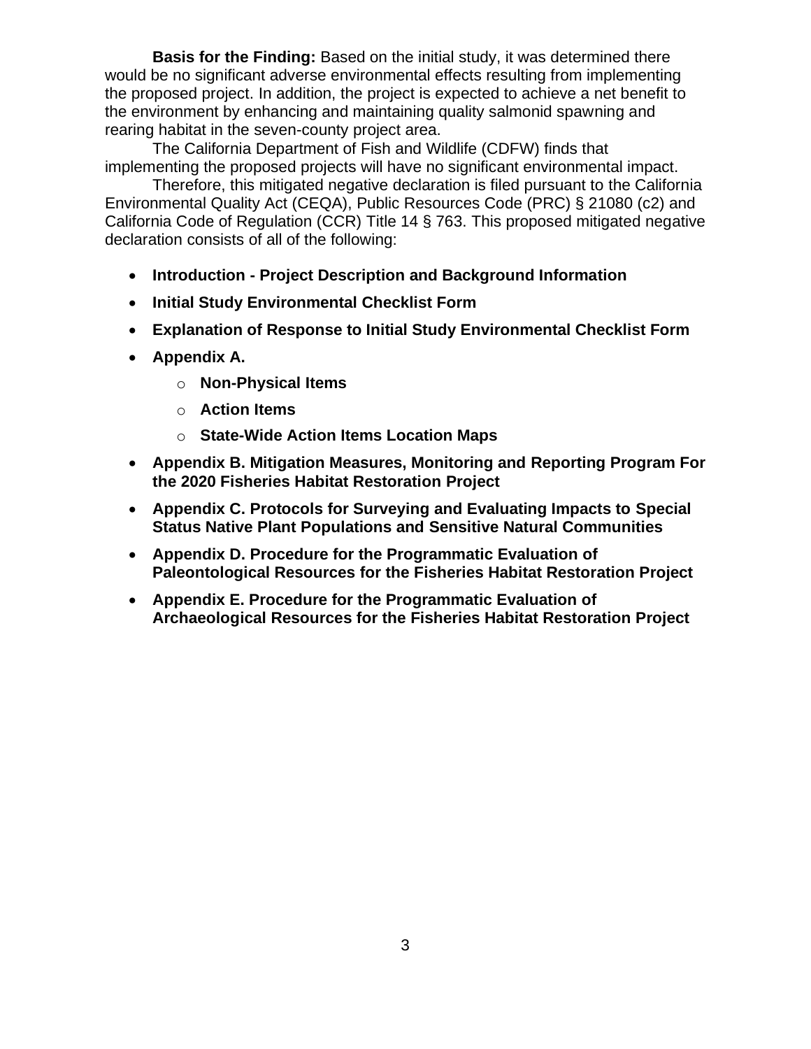**Basis for the Finding:** Based on the initial study, it was determined there would be no significant adverse environmental effects resulting from implementing the proposed project. In addition, the project is expected to achieve a net benefit to the environment by enhancing and maintaining quality salmonid spawning and rearing habitat in the seven-county project area.

The California Department of Fish and Wildlife (CDFW) finds that implementing the proposed projects will have no significant environmental impact.

Therefore, this mitigated negative declaration is filed pursuant to the California Environmental Quality Act (CEQA), Public Resources Code (PRC) § 21080 (c2) and California Code of Regulation (CCR) Title 14 § 763. This proposed mitigated negative declaration consists of all of the following:

- **Introduction - Project Description and Background Information**
- **Initial Study Environmental Checklist Form**
- **Explanation of Response to Initial Study Environmental Checklist Form**
- **Appendix A.**
  - **Non-Physical Items**
  - **Action Items**
  - **State-Wide Action Items Location Maps**
- **Appendix B. Mitigation Measures, Monitoring and Reporting Program For the 2020 Fisheries Habitat Restoration Project**
- **Appendix C. Protocols for Surveying and Evaluating Impacts to Special Status Native Plant Populations and Sensitive Natural Communities**
- **Appendix D. Procedure for the Programmatic Evaluation of Paleontological Resources for the Fisheries Habitat Restoration Project**
- **Appendix E. Procedure for the Programmatic Evaluation of Archaeological Resources for the Fisheries Habitat Restoration Project**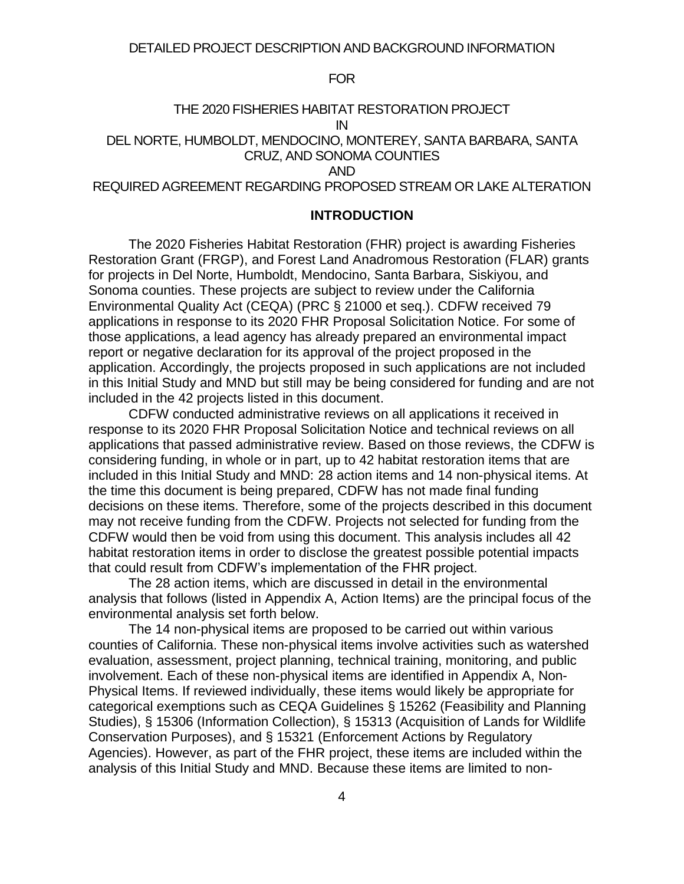DETAILED PROJECT DESCRIPTION AND BACKGROUND INFORMATION

FOR

THE 2020 FISHERIES HABITAT RESTORATION PROJECT

IN

DEL NORTE, HUMBOLDT, MENDOCINO, MONTEREY, SANTA BARBARA, SANTA CRUZ, AND SONOMA COUNTIES

AND

REQUIRED AGREEMENT REGARDING PROPOSED STREAM OR LAKE ALTERATION

## INTRODUCTION

The 2020 Fisheries Habitat Restoration (FHR) project is awarding Fisheries Restoration Grant (FRGP), and Forest Land Anadromous Restoration (FLAR) grants for projects in Del Norte, Humboldt, Mendocino, Santa Barbara, Siskiyou, and Sonoma counties. These projects are subject to review under the California Environmental Quality Act (CEQA) (PRC § 21000 et seq.). CDFW received 79 applications in response to its 2020 FHR Proposal Solicitation Notice. For some of those applications, a lead agency has already prepared an environmental impact report or negative declaration for its approval of the project proposed in the application. Accordingly, the projects proposed in such applications are not included in this Initial Study and MND but still may be being considered for funding and are not included in the 42 projects listed in this document.

CDFW conducted administrative reviews on all applications it received in response to its 2020 FHR Proposal Solicitation Notice and technical reviews on all applications that passed administrative review. Based on those reviews, the CDFW is considering funding, in whole or in part, up to 42 habitat restoration items that are included in this Initial Study and MND: 28 action items and 14 non-physical items. At the time this document is being prepared, CDFW has not made final funding decisions on these items. Therefore, some of the projects described in this document may not receive funding from the CDFW. Projects not selected for funding from the CDFW would then be void from using this document. This analysis includes all 42 habitat restoration items in order to disclose the greatest possible potential impacts that could result from CDFW's implementation of the FHR project.

The 28 action items, which are discussed in detail in the environmental analysis that follows (listed in Appendix A, Action Items) are the principal focus of the environmental analysis set forth below.

The 14 non-physical items are proposed to be carried out within various counties of California. These non-physical items involve activities such as watershed evaluation, assessment, project planning, technical training, monitoring, and public involvement. Each of these non-physical items are identified in Appendix A, Non-Physical Items. If reviewed individually, these items would likely be appropriate for categorical exemptions such as CEQA Guidelines § 15262 (Feasibility and Planning Studies), § 15306 (Information Collection), § 15313 (Acquisition of Lands for Wildlife Conservation Purposes), and § 15321 (Enforcement Actions by Regulatory Agencies). However, as part of the FHR project, these items are included within the analysis of this Initial Study and MND. Because these items are limited to non-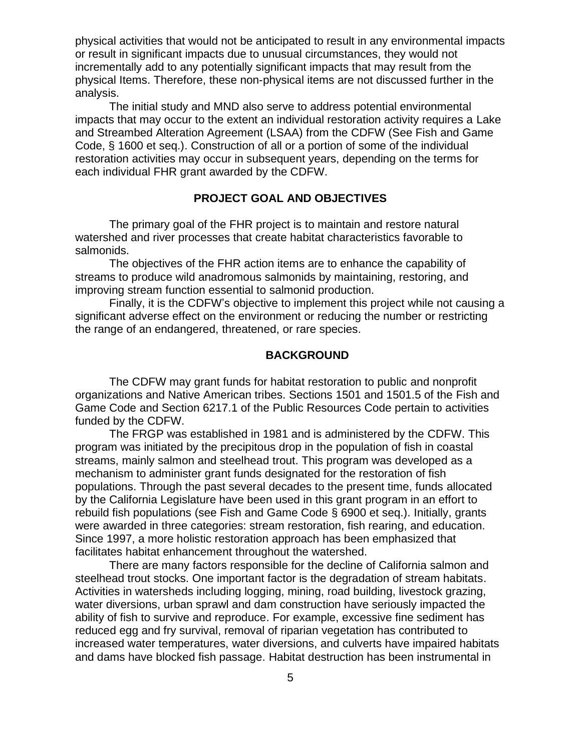physical activities that would not be anticipated to result in any environmental impacts or result in significant impacts due to unusual circumstances, they would not incrementally add to any potentially significant impacts that may result from the physical Items. Therefore, these non-physical items are not discussed further in the analysis.

The initial study and MND also serve to address potential environmental impacts that may occur to the extent an individual restoration activity requires a Lake and Streambed Alteration Agreement (LSAA) from the CDFW (See Fish and Game Code, § 1600 et seq.). Construction of all or a portion of some of the individual restoration activities may occur in subsequent years, depending on the terms for each individual FHR grant awarded by the CDFW.

## PROJECT GOAL AND OBJECTIVES

The primary goal of the FHR project is to maintain and restore natural watershed and river processes that create habitat characteristics favorable to salmonids.

The objectives of the FHR action items are to enhance the capability of streams to produce wild anadromous salmonids by maintaining, restoring, and improving stream function essential to salmonid production.

Finally, it is the CDFW's objective to implement this project while not causing a significant adverse effect on the environment or reducing the number or restricting the range of an endangered, threatened, or rare species.

## BACKGROUND

The CDFW may grant funds for habitat restoration to public and nonprofit organizations and Native American tribes. Sections 1501 and 1501.5 of the Fish and Game Code and Section 6217.1 of the Public Resources Code pertain to activities funded by the CDFW.

The FRGP was established in 1981 and is administered by the CDFW. This program was initiated by the precipitous drop in the population of fish in coastal streams, mainly salmon and steelhead trout. This program was developed as a mechanism to administer grant funds designated for the restoration of fish populations. Through the past several decades to the present time, funds allocated by the California Legislature have been used in this grant program in an effort to rebuild fish populations (see Fish and Game Code § 6900 et seq.). Initially, grants were awarded in three categories: stream restoration, fish rearing, and education. Since 1997, a more holistic restoration approach has been emphasized that facilitates habitat enhancement throughout the watershed.

There are many factors responsible for the decline of California salmon and steelhead trout stocks. One important factor is the degradation of stream habitats. Activities in watersheds including logging, mining, road building, livestock grazing, water diversions, urban sprawl and dam construction have seriously impacted the ability of fish to survive and reproduce. For example, excessive fine sediment has reduced egg and fry survival, removal of riparian vegetation has contributed to increased water temperatures, water diversions, and culverts have impaired habitats and dams have blocked fish passage. Habitat destruction has been instrumental in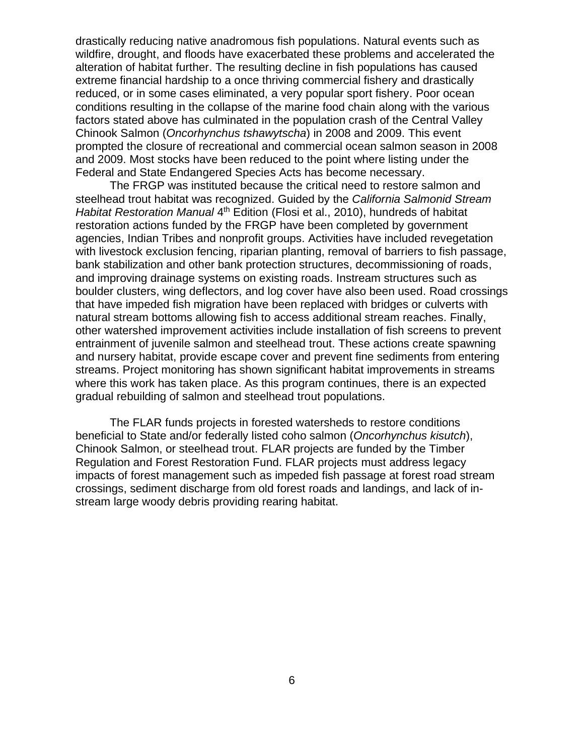drastically reducing native anadromous fish populations. Natural events such as wildfire, drought, and floods have exacerbated these problems and accelerated the alteration of habitat further. The resulting decline in fish populations has caused extreme financial hardship to a once thriving commercial fishery and drastically reduced, or in some cases eliminated, a very popular sport fishery. Poor ocean conditions resulting in the collapse of the marine food chain along with the various factors stated above has culminated in the population crash of the Central Valley Chinook Salmon (*Oncorhynchus tshawytscha*) in 2008 and 2009. This event prompted the closure of recreational and commercial ocean salmon season in 2008 and 2009. Most stocks have been reduced to the point where listing under the Federal and State Endangered Species Acts has become necessary.

The FRGP was instituted because the critical need to restore salmon and steelhead trout habitat was recognized. Guided by the *California Salmonid Stream Habitat Restoration Manual* 4th Edition (Flosi et al., 2010), hundreds of habitat restoration actions funded by the FRGP have been completed by government agencies, Indian Tribes and nonprofit groups. Activities have included revegetation with livestock exclusion fencing, riparian planting, removal of barriers to fish passage, bank stabilization and other bank protection structures, decommissioning of roads, and improving drainage systems on existing roads. Instream structures such as boulder clusters, wing deflectors, and log cover have also been used. Road crossings that have impeded fish migration have been replaced with bridges or culverts with natural stream bottoms allowing fish to access additional stream reaches. Finally, other watershed improvement activities include installation of fish screens to prevent entrainment of juvenile salmon and steelhead trout. These actions create spawning and nursery habitat, provide escape cover and prevent fine sediments from entering streams. Project monitoring has shown significant habitat improvements in streams where this work has taken place. As this program continues, there is an expected gradual rebuilding of salmon and steelhead trout populations.

The FLAR funds projects in forested watersheds to restore conditions beneficial to State and/or federally listed coho salmon (*Oncorhynchus kisutch*), Chinook Salmon, or steelhead trout. FLAR projects are funded by the Timber Regulation and Forest Restoration Fund. FLAR projects must address legacy impacts of forest management such as impeded fish passage at forest road stream crossings, sediment discharge from old forest roads and landings, and lack of in-stream large woody debris providing rearing habitat.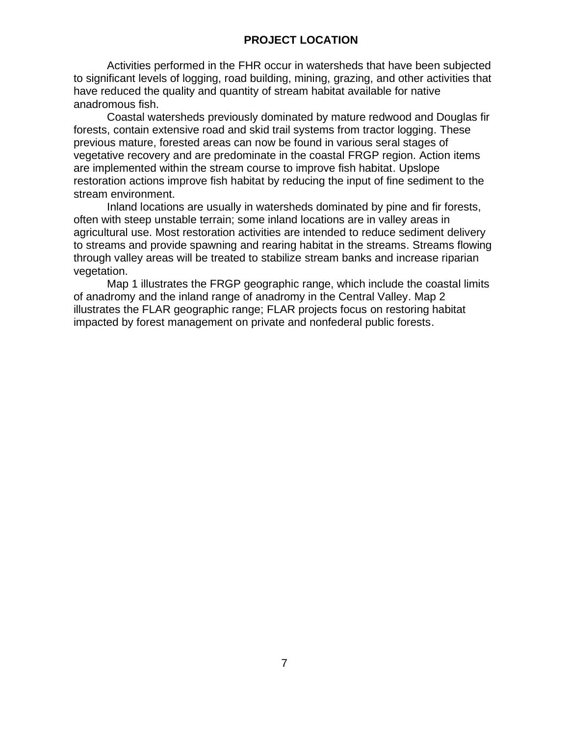## PROJECT LOCATION

Activities performed in the FHR occur in watersheds that have been subjected to significant levels of logging, road building, mining, grazing, and other activities that have reduced the quality and quantity of stream habitat available for native anadromous fish.

Coastal watersheds previously dominated by mature redwood and Douglas fir forests, contain extensive road and skid trail systems from tractor logging. These previous mature, forested areas can now be found in various seral stages of vegetative recovery and are predominate in the coastal FRGP region. Action items are implemented within the stream course to improve fish habitat. Upslope restoration actions improve fish habitat by reducing the input of fine sediment to the stream environment.

Inland locations are usually in watersheds dominated by pine and fir forests, often with steep unstable terrain; some inland locations are in valley areas in agricultural use. Most restoration activities are intended to reduce sediment delivery to streams and provide spawning and rearing habitat in the streams. Streams flowing through valley areas will be treated to stabilize stream banks and increase riparian vegetation.

Map 1 illustrates the FRGP geographic range, which include the coastal limits of anadromy and the inland range of anadromy in the Central Valley. Map 2 illustrates the FLAR geographic range; FLAR projects focus on restoring habitat impacted by forest management on private and nonfederal public forests.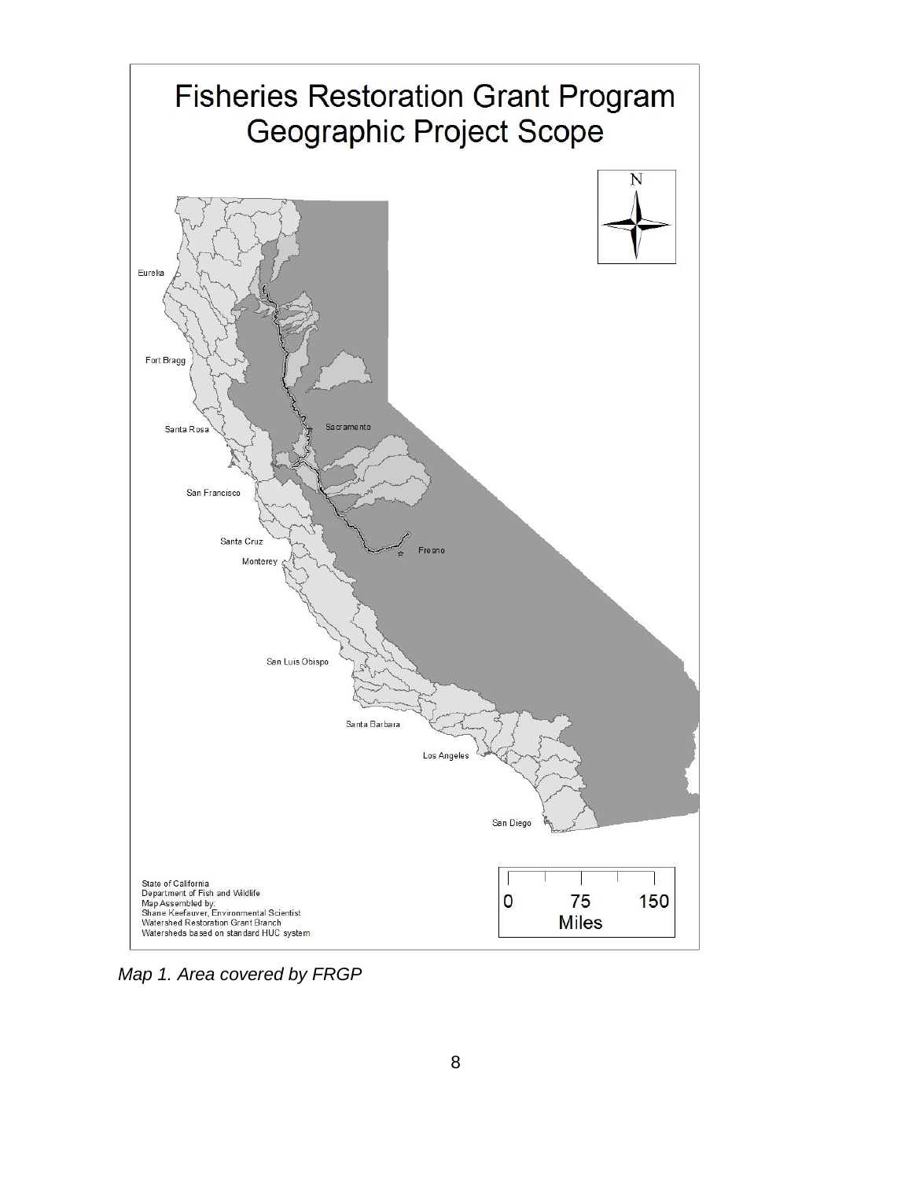# Fisheries Restoration Grant Program
## Geographic Project Scope

N

Eureka

Fort Bragg

Santa Rosa

Sacramento

San Francisco

Santa Cruz

Monterey

Fresno

San Luis Obispo

Santa Barbara

Los Angeles

San Diego

0 75 150
Miles

State of California
Department of Fish and Wildlife
Map Assembled by:
Shane Keefauver, Environmental Scientist
Watershed Restoration Grant Branch
Watersheds based on standard HUC system

*Map 1. Area covered by FRGP*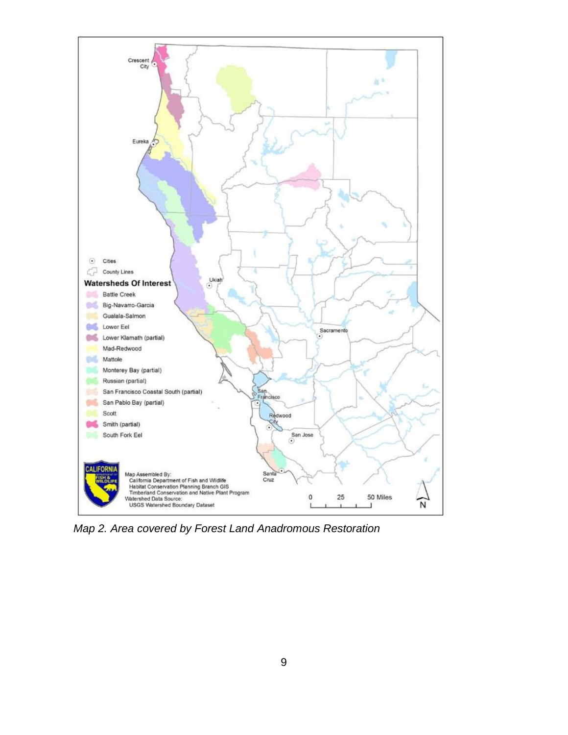*Map 2. Area covered by Forest Land Anadromous Restoration*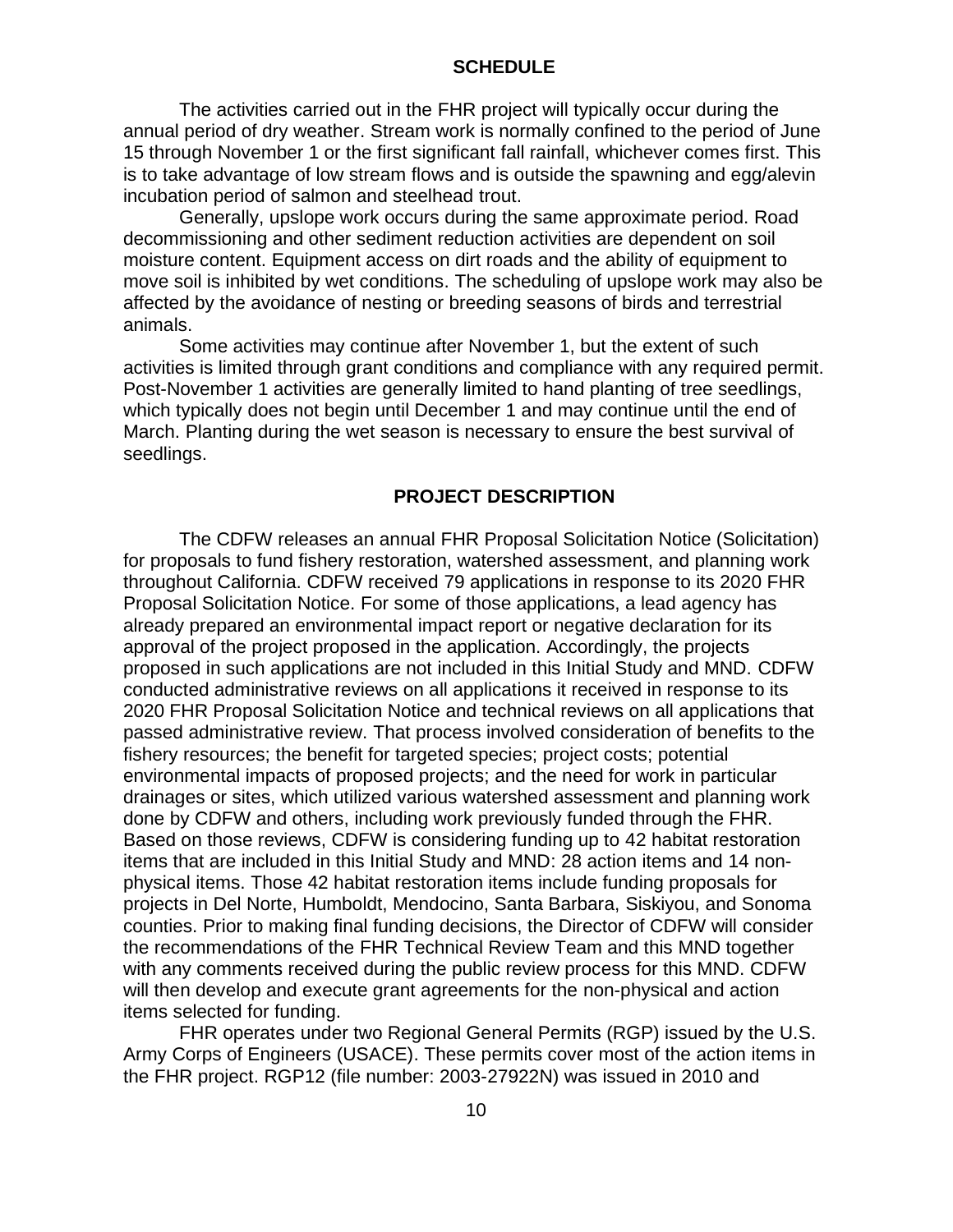## SCHEDULE

The activities carried out in the FHR project will typically occur during the annual period of dry weather. Stream work is normally confined to the period of June 15 through November 1 or the first significant fall rainfall, whichever comes first. This is to take advantage of low stream flows and is outside the spawning and egg/alevin incubation period of salmon and steelhead trout.

Generally, upslope work occurs during the same approximate period. Road decommissioning and other sediment reduction activities are dependent on soil moisture content. Equipment access on dirt roads and the ability of equipment to move soil is inhibited by wet conditions. The scheduling of upslope work may also be affected by the avoidance of nesting or breeding seasons of birds and terrestrial animals.

Some activities may continue after November 1, but the extent of such activities is limited through grant conditions and compliance with any required permit. Post-November 1 activities are generally limited to hand planting of tree seedlings, which typically does not begin until December 1 and may continue until the end of March. Planting during the wet season is necessary to ensure the best survival of seedlings.

## PROJECT DESCRIPTION

The CDFW releases an annual FHR Proposal Solicitation Notice (Solicitation) for proposals to fund fishery restoration, watershed assessment, and planning work throughout California. CDFW received 79 applications in response to its 2020 FHR Proposal Solicitation Notice. For some of those applications, a lead agency has already prepared an environmental impact report or negative declaration for its approval of the project proposed in the application. Accordingly, the projects proposed in such applications are not included in this Initial Study and MND. CDFW conducted administrative reviews on all applications it received in response to its 2020 FHR Proposal Solicitation Notice and technical reviews on all applications that passed administrative review. That process involved consideration of benefits to the fishery resources; the benefit for targeted species; project costs; potential environmental impacts of proposed projects; and the need for work in particular drainages or sites, which utilized various watershed assessment and planning work done by CDFW and others, including work previously funded through the FHR. Based on those reviews, CDFW is considering funding up to 42 habitat restoration items that are included in this Initial Study and MND: 28 action items and 14 non-physical items. Those 42 habitat restoration items include funding proposals for projects in Del Norte, Humboldt, Mendocino, Santa Barbara, Siskiyou, and Sonoma counties. Prior to making final funding decisions, the Director of CDFW will consider the recommendations of the FHR Technical Review Team and this MND together with any comments received during the public review process for this MND. CDFW will then develop and execute grant agreements for the non-physical and action items selected for funding.

FHR operates under two Regional General Permits (RGP) issued by the U.S. Army Corps of Engineers (USACE). These permits cover most of the action items in the FHR project. RGP12 (file number: 2003-27922N) was issued in 2010 and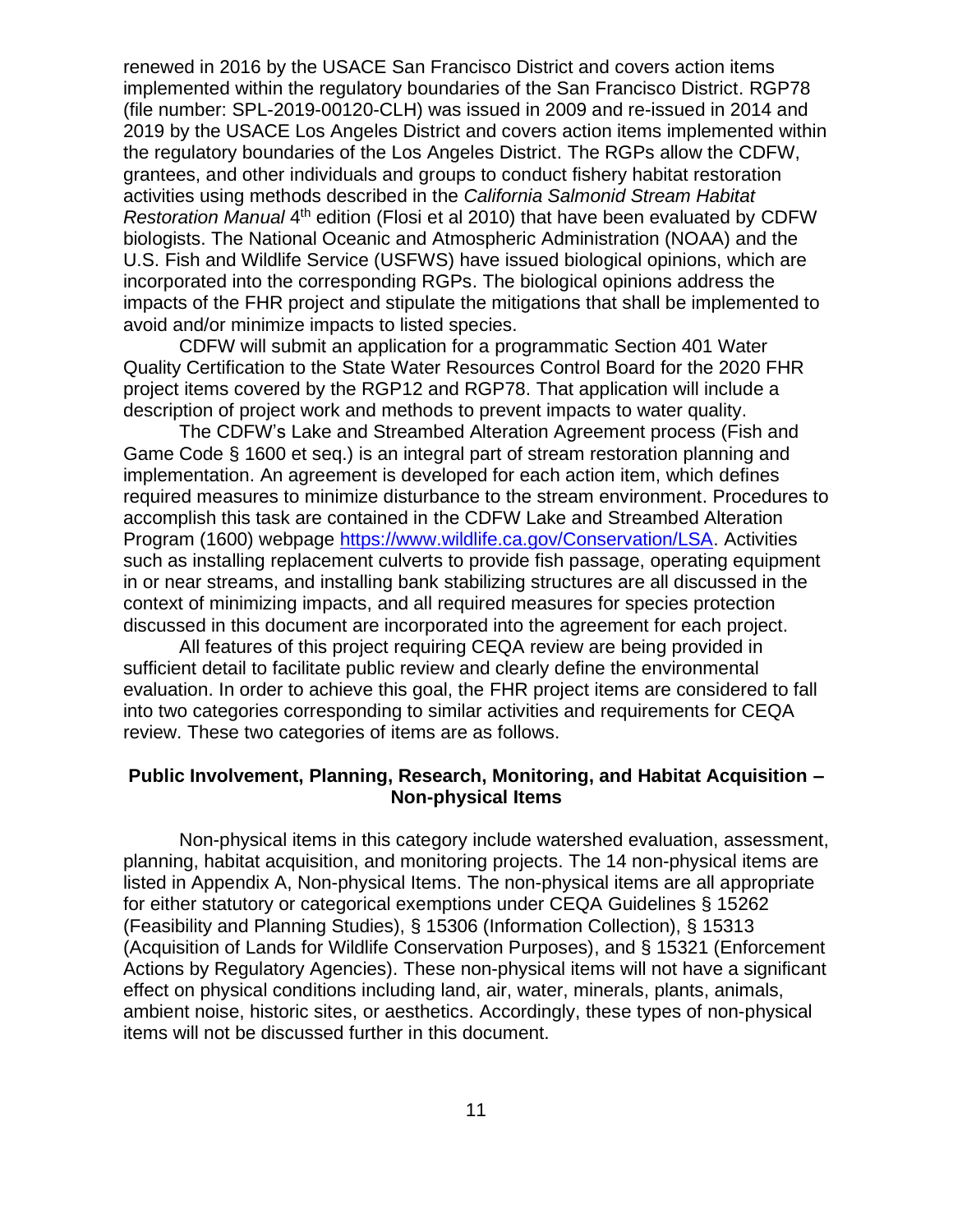renewed in 2016 by the USACE San Francisco District and covers action items implemented within the regulatory boundaries of the San Francisco District. RGP78 (file number: SPL-2019-00120-CLH) was issued in 2009 and re-issued in 2014 and 2019 by the USACE Los Angeles District and covers action items implemented within the regulatory boundaries of the Los Angeles District. The RGPs allow the CDFW, grantees, and other individuals and groups to conduct fishery habitat restoration activities using methods described in the *California Salmonid Stream Habitat Restoration Manual* 4th edition (Flosi et al 2010) that have been evaluated by CDFW biologists. The National Oceanic and Atmospheric Administration (NOAA) and the U.S. Fish and Wildlife Service (USFWS) have issued biological opinions, which are incorporated into the corresponding RGPs. The biological opinions address the impacts of the FHR project and stipulate the mitigations that shall be implemented to avoid and/or minimize impacts to listed species.

CDFW will submit an application for a programmatic Section 401 Water Quality Certification to the State Water Resources Control Board for the 2020 FHR project items covered by the RGP12 and RGP78. That application will include a description of project work and methods to prevent impacts to water quality.

The CDFW's Lake and Streambed Alteration Agreement process (Fish and Game Code § 1600 et seq.) is an integral part of stream restoration planning and implementation. An agreement is developed for each action item, which defines required measures to minimize disturbance to the stream environment. Procedures to accomplish this task are contained in the CDFW Lake and Streambed Alteration Program (1600) webpage https://www.wildlife.ca.gov/Conservation/LSA. Activities such as installing replacement culverts to provide fish passage, operating equipment in or near streams, and installing bank stabilizing structures are all discussed in the context of minimizing impacts, and all required measures for species protection discussed in this document are incorporated into the agreement for each project.

All features of this project requiring CEQA review are being provided in sufficient detail to facilitate public review and clearly define the environmental evaluation. In order to achieve this goal, the FHR project items are considered to fall into two categories corresponding to similar activities and requirements for CEQA review. These two categories of items are as follows.

## Public Involvement, Planning, Research, Monitoring, and Habitat Acquisition – Non-physical Items

Non-physical items in this category include watershed evaluation, assessment, planning, habitat acquisition, and monitoring projects. The 14 non-physical items are listed in Appendix A, Non-physical Items. The non-physical items are all appropriate for either statutory or categorical exemptions under CEQA Guidelines § 15262 (Feasibility and Planning Studies), § 15306 (Information Collection), § 15313 (Acquisition of Lands for Wildlife Conservation Purposes), and § 15321 (Enforcement Actions by Regulatory Agencies). These non-physical items will not have a significant effect on physical conditions including land, air, water, minerals, plants, animals, ambient noise, historic sites, or aesthetics. Accordingly, these types of non-physical items will not be discussed further in this document.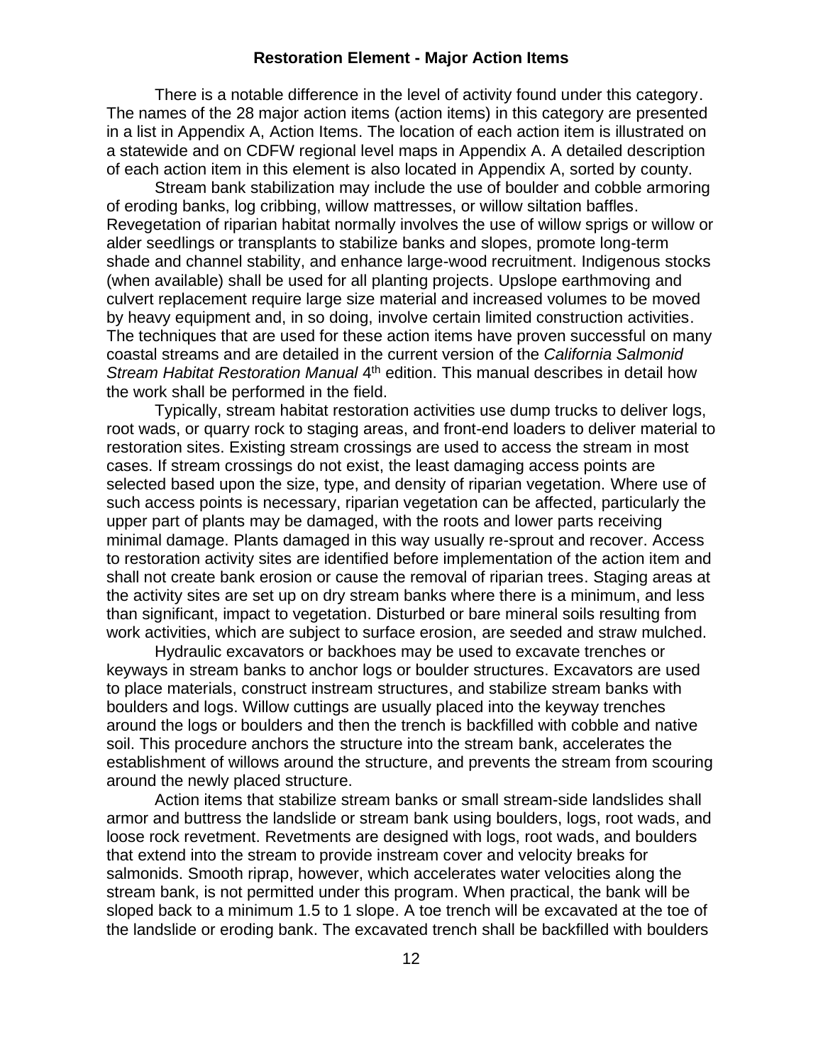## Restoration Element - Major Action Items

There is a notable difference in the level of activity found under this category. The names of the 28 major action items (action items) in this category are presented in a list in Appendix A, Action Items. The location of each action item is illustrated on a statewide and on CDFW regional level maps in Appendix A. A detailed description of each action item in this element is also located in Appendix A, sorted by county.

Stream bank stabilization may include the use of boulder and cobble armoring of eroding banks, log cribbing, willow mattresses, or willow siltation baffles. Revegetation of riparian habitat normally involves the use of willow sprigs or willow or alder seedlings or transplants to stabilize banks and slopes, promote long-term shade and channel stability, and enhance large-wood recruitment. Indigenous stocks (when available) shall be used for all planting projects. Upslope earthmoving and culvert replacement require large size material and increased volumes to be moved by heavy equipment and, in so doing, involve certain limited construction activities. The techniques that are used for these action items have proven successful on many coastal streams and are detailed in the current version of the *California Salmonid Stream Habitat Restoration Manual* 4th edition. This manual describes in detail how the work shall be performed in the field.

Typically, stream habitat restoration activities use dump trucks to deliver logs, root wads, or quarry rock to staging areas, and front-end loaders to deliver material to restoration sites. Existing stream crossings are used to access the stream in most cases. If stream crossings do not exist, the least damaging access points are selected based upon the size, type, and density of riparian vegetation. Where use of such access points is necessary, riparian vegetation can be affected, particularly the upper part of plants may be damaged, with the roots and lower parts receiving minimal damage. Plants damaged in this way usually re-sprout and recover. Access to restoration activity sites are identified before implementation of the action item and shall not create bank erosion or cause the removal of riparian trees. Staging areas at the activity sites are set up on dry stream banks where there is a minimum, and less than significant, impact to vegetation. Disturbed or bare mineral soils resulting from work activities, which are subject to surface erosion, are seeded and straw mulched.

Hydraulic excavators or backhoes may be used to excavate trenches or keyways in stream banks to anchor logs or boulder structures. Excavators are used to place materials, construct instream structures, and stabilize stream banks with boulders and logs. Willow cuttings are usually placed into the keyway trenches around the logs or boulders and then the trench is backfilled with cobble and native soil. This procedure anchors the structure into the stream bank, accelerates the establishment of willows around the structure, and prevents the stream from scouring around the newly placed structure.

Action items that stabilize stream banks or small stream-side landslides shall armor and buttress the landslide or stream bank using boulders, logs, root wads, and loose rock revetment. Revetments are designed with logs, root wads, and boulders that extend into the stream to provide instream cover and velocity breaks for salmonids. Smooth riprap, however, which accelerates water velocities along the stream bank, is not permitted under this program. When practical, the bank will be sloped back to a minimum 1.5 to 1 slope. A toe trench will be excavated at the toe of the landslide or eroding bank. The excavated trench shall be backfilled with boulders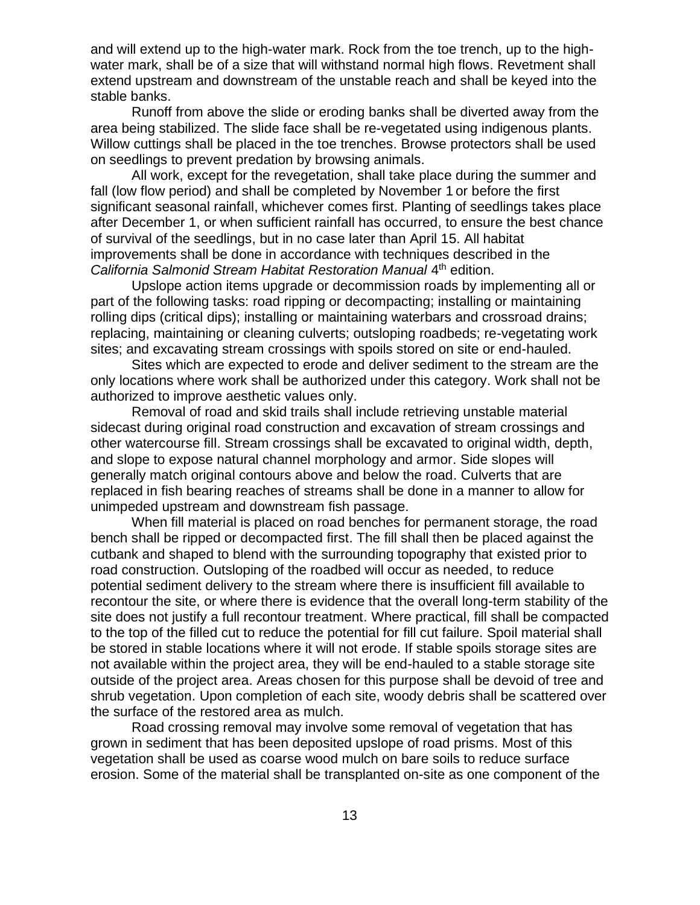and will extend up to the high-water mark. Rock from the toe trench, up to the high-water mark, shall be of a size that will withstand normal high flows. Revetment shall extend upstream and downstream of the unstable reach and shall be keyed into the stable banks.

Runoff from above the slide or eroding banks shall be diverted away from the area being stabilized. The slide face shall be re-vegetated using indigenous plants. Willow cuttings shall be placed in the toe trenches. Browse protectors shall be used on seedlings to prevent predation by browsing animals.

All work, except for the revegetation, shall take place during the summer and fall (low flow period) and shall be completed by November 1 or before the first significant seasonal rainfall, whichever comes first. Planting of seedlings takes place after December 1, or when sufficient rainfall has occurred, to ensure the best chance of survival of the seedlings, but in no case later than April 15. All habitat improvements shall be done in accordance with techniques described in the *California Salmonid Stream Habitat Restoration Manual* 4th edition.

Upslope action items upgrade or decommission roads by implementing all or part of the following tasks: road ripping or decompacting; installing or maintaining rolling dips (critical dips); installing or maintaining waterbars and crossroad drains; replacing, maintaining or cleaning culverts; outsloping roadbeds; re-vegetating work sites; and excavating stream crossings with spoils stored on site or end-hauled.

Sites which are expected to erode and deliver sediment to the stream are the only locations where work shall be authorized under this category. Work shall not be authorized to improve aesthetic values only.

Removal of road and skid trails shall include retrieving unstable material sidecast during original road construction and excavation of stream crossings and other watercourse fill. Stream crossings shall be excavated to original width, depth, and slope to expose natural channel morphology and armor. Side slopes will generally match original contours above and below the road. Culverts that are replaced in fish bearing reaches of streams shall be done in a manner to allow for unimpeded upstream and downstream fish passage.

When fill material is placed on road benches for permanent storage, the road bench shall be ripped or decompacted first. The fill shall then be placed against the cutbank and shaped to blend with the surrounding topography that existed prior to road construction. Outsloping of the roadbed will occur as needed, to reduce potential sediment delivery to the stream where there is insufficient fill available to recontour the site, or where there is evidence that the overall long-term stability of the site does not justify a full recontour treatment. Where practical, fill shall be compacted to the top of the filled cut to reduce the potential for fill cut failure. Spoil material shall be stored in stable locations where it will not erode. If stable spoils storage sites are not available within the project area, they will be end-hauled to a stable storage site outside of the project area. Areas chosen for this purpose shall be devoid of tree and shrub vegetation. Upon completion of each site, woody debris shall be scattered over the surface of the restored area as mulch.

Road crossing removal may involve some removal of vegetation that has grown in sediment that has been deposited upslope of road prisms. Most of this vegetation shall be used as coarse wood mulch on bare soils to reduce surface erosion. Some of the material shall be transplanted on-site as one component of the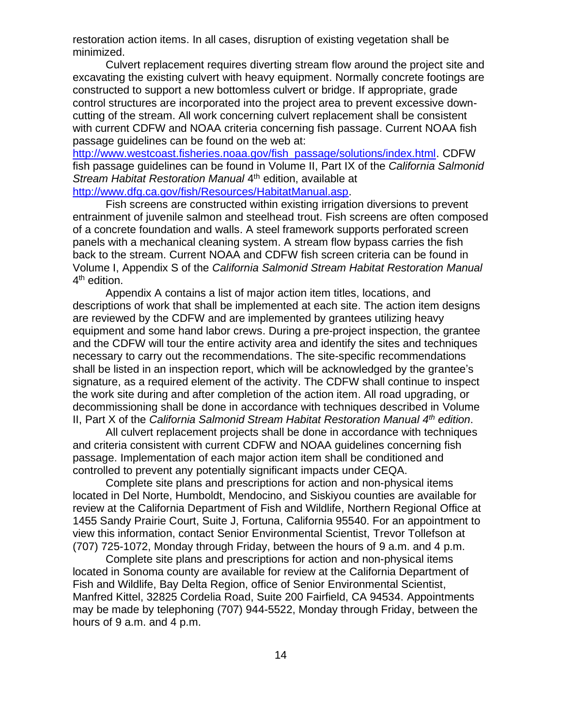restoration action items. In all cases, disruption of existing vegetation shall be minimized.

Culvert replacement requires diverting stream flow around the project site and excavating the existing culvert with heavy equipment. Normally concrete footings are constructed to support a new bottomless culvert or bridge. If appropriate, grade control structures are incorporated into the project area to prevent excessive down-cutting of the stream. All work concerning culvert replacement shall be consistent with current CDFW and NOAA criteria concerning fish passage. Current NOAA fish passage guidelines can be found on the web at: [http://www.westcoast.fisheries.noaa.gov/fish_passage/solutions/index.html](http://www.westcoast.fisheries.noaa.gov/fish_passage/solutions/index.html). CDFW fish passage guidelines can be found in Volume II, Part IX of the *California Salmonid Stream Habitat Restoration Manual* 4th edition, available at [http://www.dfg.ca.gov/fish/Resources/HabitatManual.asp](http://www.dfg.ca.gov/fish/Resources/HabitatManual.asp).

Fish screens are constructed within existing irrigation diversions to prevent entrainment of juvenile salmon and steelhead trout. Fish screens are often composed of a concrete foundation and walls. A steel framework supports perforated screen panels with a mechanical cleaning system. A stream flow bypass carries the fish back to the stream. Current NOAA and CDFW fish screen criteria can be found in Volume I, Appendix S of the *California Salmonid Stream Habitat Restoration Manual* 4th edition.

Appendix A contains a list of major action item titles, locations, and descriptions of work that shall be implemented at each site. The action item designs are reviewed by the CDFW and are implemented by grantees utilizing heavy equipment and some hand labor crews. During a pre-project inspection, the grantee and the CDFW will tour the entire activity area and identify the sites and techniques necessary to carry out the recommendations. The site-specific recommendations shall be listed in an inspection report, which will be acknowledged by the grantee's signature, as a required element of the activity. The CDFW shall continue to inspect the work site during and after completion of the action item. All road upgrading, or decommissioning shall be done in accordance with techniques described in Volume II, Part X of the *California Salmonid Stream Habitat Restoration Manual 4th edition*.

All culvert replacement projects shall be done in accordance with techniques and criteria consistent with current CDFW and NOAA guidelines concerning fish passage. Implementation of each major action item shall be conditioned and controlled to prevent any potentially significant impacts under CEQA.

Complete site plans and prescriptions for action and non-physical items located in Del Norte, Humboldt, Mendocino, and Siskiyou counties are available for review at the California Department of Fish and Wildlife, Northern Regional Office at 1455 Sandy Prairie Court, Suite J, Fortuna, California 95540. For an appointment to view this information, contact Senior Environmental Scientist, Trevor Tollefson at (707) 725-1072, Monday through Friday, between the hours of 9 a.m. and 4 p.m.

Complete site plans and prescriptions for action and non-physical items located in Sonoma county are available for review at the California Department of Fish and Wildlife, Bay Delta Region, office of Senior Environmental Scientist, Manfred Kittel, 32825 Cordelia Road, Suite 200 Fairfield, CA 94534. Appointments may be made by telephoning (707) 944-5522, Monday through Friday, between the hours of 9 a.m. and 4 p.m.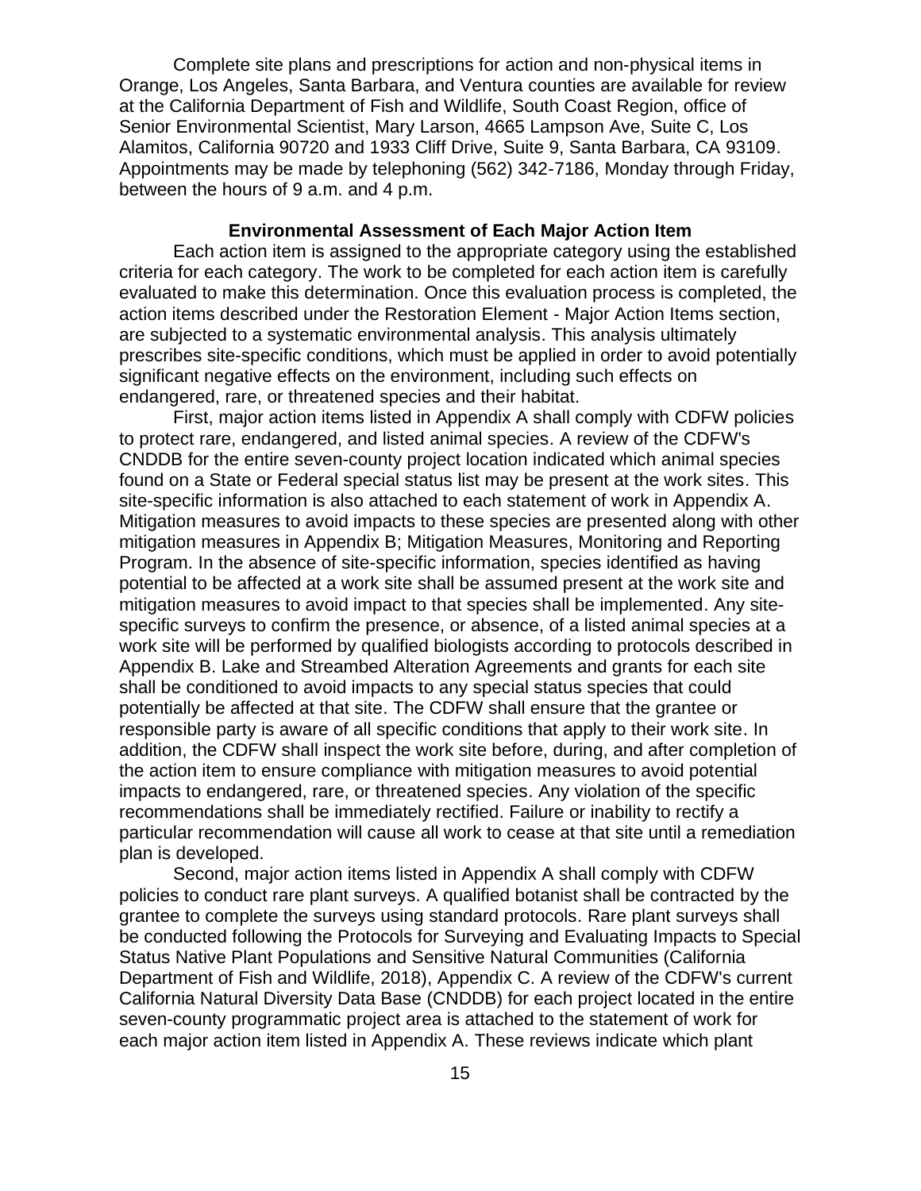Complete site plans and prescriptions for action and non-physical items in Orange, Los Angeles, Santa Barbara, and Ventura counties are available for review at the California Department of Fish and Wildlife, South Coast Region, office of Senior Environmental Scientist, Mary Larson, 4665 Lampson Ave, Suite C, Los Alamitos, California 90720 and 1933 Cliff Drive, Suite 9, Santa Barbara, CA 93109. Appointments may be made by telephoning (562) 342-7186, Monday through Friday, between the hours of 9 a.m. and 4 p.m.

## Environmental Assessment of Each Major Action Item

Each action item is assigned to the appropriate category using the established criteria for each category. The work to be completed for each action item is carefully evaluated to make this determination. Once this evaluation process is completed, the action items described under the Restoration Element - Major Action Items section, are subjected to a systematic environmental analysis. This analysis ultimately prescribes site-specific conditions, which must be applied in order to avoid potentially significant negative effects on the environment, including such effects on endangered, rare, or threatened species and their habitat.

First, major action items listed in Appendix A shall comply with CDFW policies to protect rare, endangered, and listed animal species. A review of the CDFW's CNDDB for the entire seven-county project location indicated which animal species found on a State or Federal special status list may be present at the work sites. This site-specific information is also attached to each statement of work in Appendix A. Mitigation measures to avoid impacts to these species are presented along with other mitigation measures in Appendix B; Mitigation Measures, Monitoring and Reporting Program. In the absence of site-specific information, species identified as having potential to be affected at a work site shall be assumed present at the work site and mitigation measures to avoid impact to that species shall be implemented. Any site-specific surveys to confirm the presence, or absence, of a listed animal species at a work site will be performed by qualified biologists according to protocols described in Appendix B. Lake and Streambed Alteration Agreements and grants for each site shall be conditioned to avoid impacts to any special status species that could potentially be affected at that site. The CDFW shall ensure that the grantee or responsible party is aware of all specific conditions that apply to their work site. In addition, the CDFW shall inspect the work site before, during, and after completion of the action item to ensure compliance with mitigation measures to avoid potential impacts to endangered, rare, or threatened species. Any violation of the specific recommendations shall be immediately rectified. Failure or inability to rectify a particular recommendation will cause all work to cease at that site until a remediation plan is developed.

Second, major action items listed in Appendix A shall comply with CDFW policies to conduct rare plant surveys. A qualified botanist shall be contracted by the grantee to complete the surveys using standard protocols. Rare plant surveys shall be conducted following the Protocols for Surveying and Evaluating Impacts to Special Status Native Plant Populations and Sensitive Natural Communities (California Department of Fish and Wildlife, 2018), Appendix C. A review of the CDFW's current California Natural Diversity Data Base (CNDDB) for each project located in the entire seven-county programmatic project area is attached to the statement of work for each major action item listed in Appendix A. These reviews indicate which plant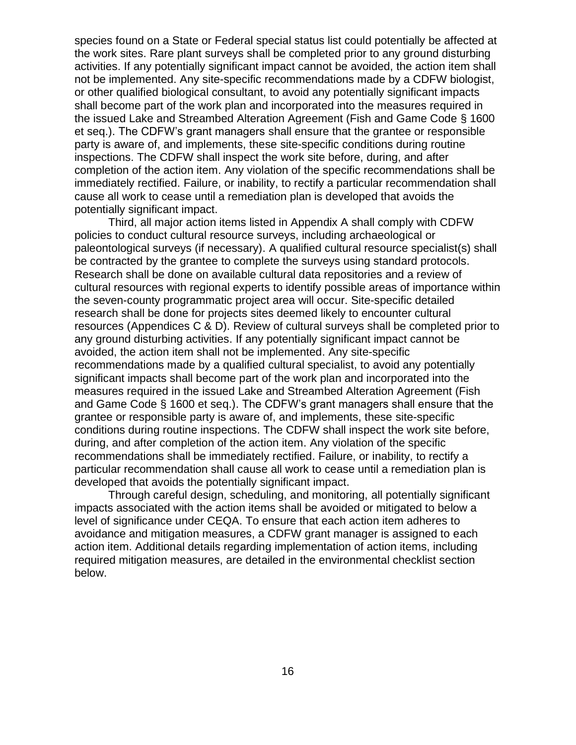species found on a State or Federal special status list could potentially be affected at the work sites. Rare plant surveys shall be completed prior to any ground disturbing activities. If any potentially significant impact cannot be avoided, the action item shall not be implemented. Any site-specific recommendations made by a CDFW biologist, or other qualified biological consultant, to avoid any potentially significant impacts shall become part of the work plan and incorporated into the measures required in the issued Lake and Streambed Alteration Agreement (Fish and Game Code § 1600 et seq.). The CDFW's grant managers shall ensure that the grantee or responsible party is aware of, and implements, these site-specific conditions during routine inspections. The CDFW shall inspect the work site before, during, and after completion of the action item. Any violation of the specific recommendations shall be immediately rectified. Failure, or inability, to rectify a particular recommendation shall cause all work to cease until a remediation plan is developed that avoids the potentially significant impact.

Third, all major action items listed in Appendix A shall comply with CDFW policies to conduct cultural resource surveys, including archaeological or paleontological surveys (if necessary). A qualified cultural resource specialist(s) shall be contracted by the grantee to complete the surveys using standard protocols. Research shall be done on available cultural data repositories and a review of cultural resources with regional experts to identify possible areas of importance within the seven-county programmatic project area will occur. Site-specific detailed research shall be done for projects sites deemed likely to encounter cultural resources (Appendices C & D). Review of cultural surveys shall be completed prior to any ground disturbing activities. If any potentially significant impact cannot be avoided, the action item shall not be implemented. Any site-specific recommendations made by a qualified cultural specialist, to avoid any potentially significant impacts shall become part of the work plan and incorporated into the measures required in the issued Lake and Streambed Alteration Agreement (Fish and Game Code § 1600 et seq.). The CDFW's grant managers shall ensure that the grantee or responsible party is aware of, and implements, these site-specific conditions during routine inspections. The CDFW shall inspect the work site before, during, and after completion of the action item. Any violation of the specific recommendations shall be immediately rectified. Failure, or inability, to rectify a particular recommendation shall cause all work to cease until a remediation plan is developed that avoids the potentially significant impact.

Through careful design, scheduling, and monitoring, all potentially significant impacts associated with the action items shall be avoided or mitigated to below a level of significance under CEQA. To ensure that each action item adheres to avoidance and mitigation measures, a CDFW grant manager is assigned to each action item. Additional details regarding implementation of action items, including required mitigation measures, are detailed in the environmental checklist section below.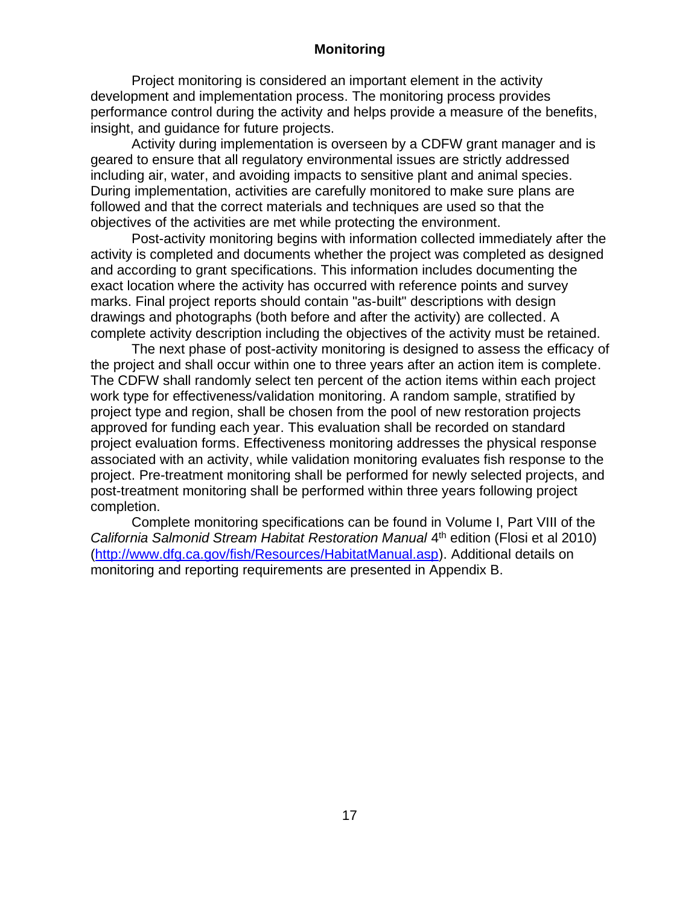## Monitoring

Project monitoring is considered an important element in the activity development and implementation process. The monitoring process provides performance control during the activity and helps provide a measure of the benefits, insight, and guidance for future projects.

Activity during implementation is overseen by a CDFW grant manager and is geared to ensure that all regulatory environmental issues are strictly addressed including air, water, and avoiding impacts to sensitive plant and animal species. During implementation, activities are carefully monitored to make sure plans are followed and that the correct materials and techniques are used so that the objectives of the activities are met while protecting the environment.

Post-activity monitoring begins with information collected immediately after the activity is completed and documents whether the project was completed as designed and according to grant specifications. This information includes documenting the exact location where the activity has occurred with reference points and survey marks. Final project reports should contain "as-built" descriptions with design drawings and photographs (both before and after the activity) are collected. A complete activity description including the objectives of the activity must be retained.

The next phase of post-activity monitoring is designed to assess the efficacy of the project and shall occur within one to three years after an action item is complete. The CDFW shall randomly select ten percent of the action items within each project work type for effectiveness/validation monitoring. A random sample, stratified by project type and region, shall be chosen from the pool of new restoration projects approved for funding each year. This evaluation shall be recorded on standard project evaluation forms. Effectiveness monitoring addresses the physical response associated with an activity, while validation monitoring evaluates fish response to the project. Pre-treatment monitoring shall be performed for newly selected projects, and post-treatment monitoring shall be performed within three years following project completion.

Complete monitoring specifications can be found in Volume I, Part VIII of the *California Salmonid Stream Habitat Restoration Manual* 4th edition (Flosi et al 2010) ([http://www.dfg.ca.gov/fish/Resources/HabitatManual.asp](http://www.dfg.ca.gov/fish/Resources/HabitatManual.asp)). Additional details on monitoring and reporting requirements are presented in Appendix B.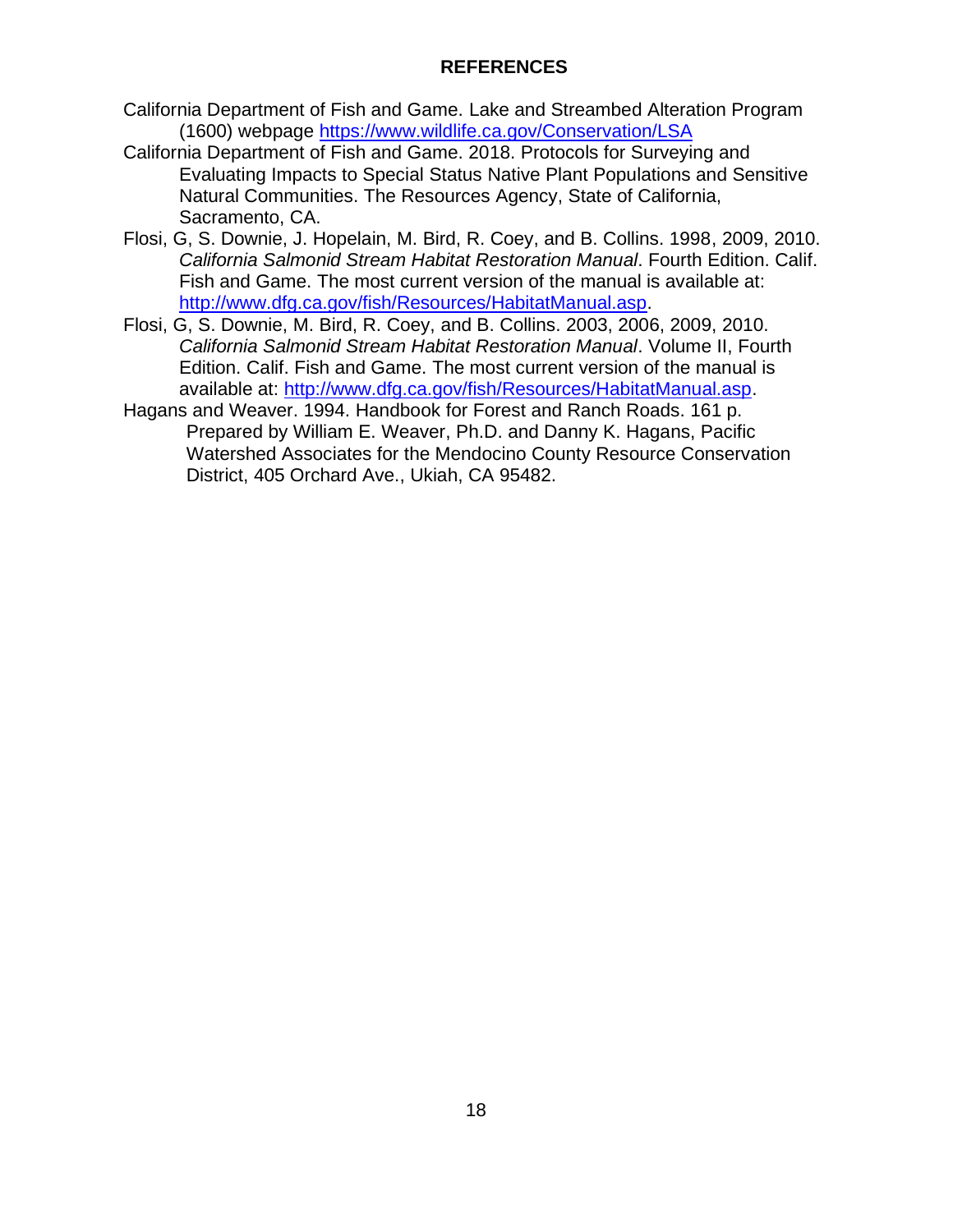## REFERENCES

California Department of Fish and Game. Lake and Streambed Alteration Program (1600) webpage https://www.wildlife.ca.gov/Conservation/LSA

California Department of Fish and Game. 2018. Protocols for Surveying and Evaluating Impacts to Special Status Native Plant Populations and Sensitive Natural Communities. The Resources Agency, State of California, Sacramento, CA.

Flosi, G, S. Downie, J. Hopelain, M. Bird, R. Coey, and B. Collins. 1998, 2009, 2010. *California Salmonid Stream Habitat Restoration Manual*. Fourth Edition. Calif. Fish and Game. The most current version of the manual is available at: http://www.dfg.ca.gov/fish/Resources/HabitatManual.asp.

Flosi, G, S. Downie, M. Bird, R. Coey, and B. Collins. 2003, 2006, 2009, 2010. *California Salmonid Stream Habitat Restoration Manual*. Volume II, Fourth Edition. Calif. Fish and Game. The most current version of the manual is available at: http://www.dfg.ca.gov/fish/Resources/HabitatManual.asp.

Hagans and Weaver. 1994. Handbook for Forest and Ranch Roads. 161 p. Prepared by William E. Weaver, Ph.D. and Danny K. Hagans, Pacific Watershed Associates for the Mendocino County Resource Conservation District, 405 Orchard Ave., Ukiah, CA 95482.